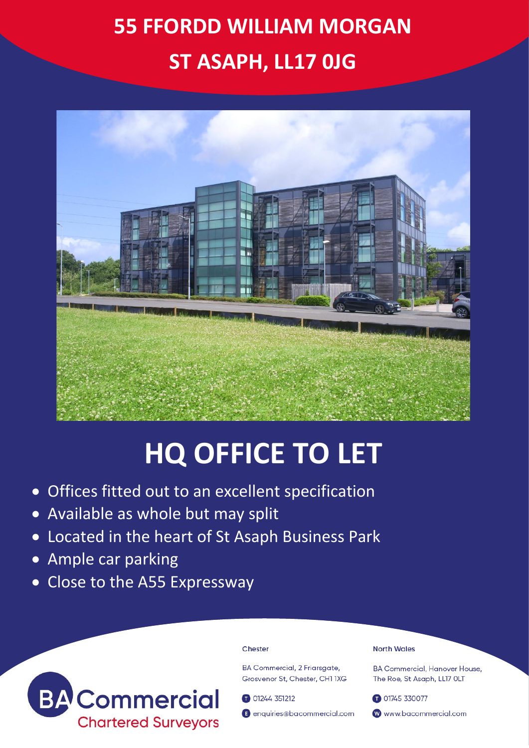# 55 FFORDD WILLIAM MORGAN

# ST ASAPH, LL17 0JG

# HQ OFFICE TO LET

- Offices fitted out to an excellent specification
- Available as whole but may split
- Located in the heart of St Asaph Business Park
- Ample car parking
- Close to the A55 Expressway

BA Commercial
Chartered Surveyors

**Chester**

BA Commercial, 2 Friarsgate, Grosvenor St, Chester, CH1 1XG

T 01244 351212

E enquiries@bacommercial.com

**North Wales**

BA Commercial, Hanover House, The Roe, St Asaph, LL17 0LT

T 01745 330077

W www.bacommercial.com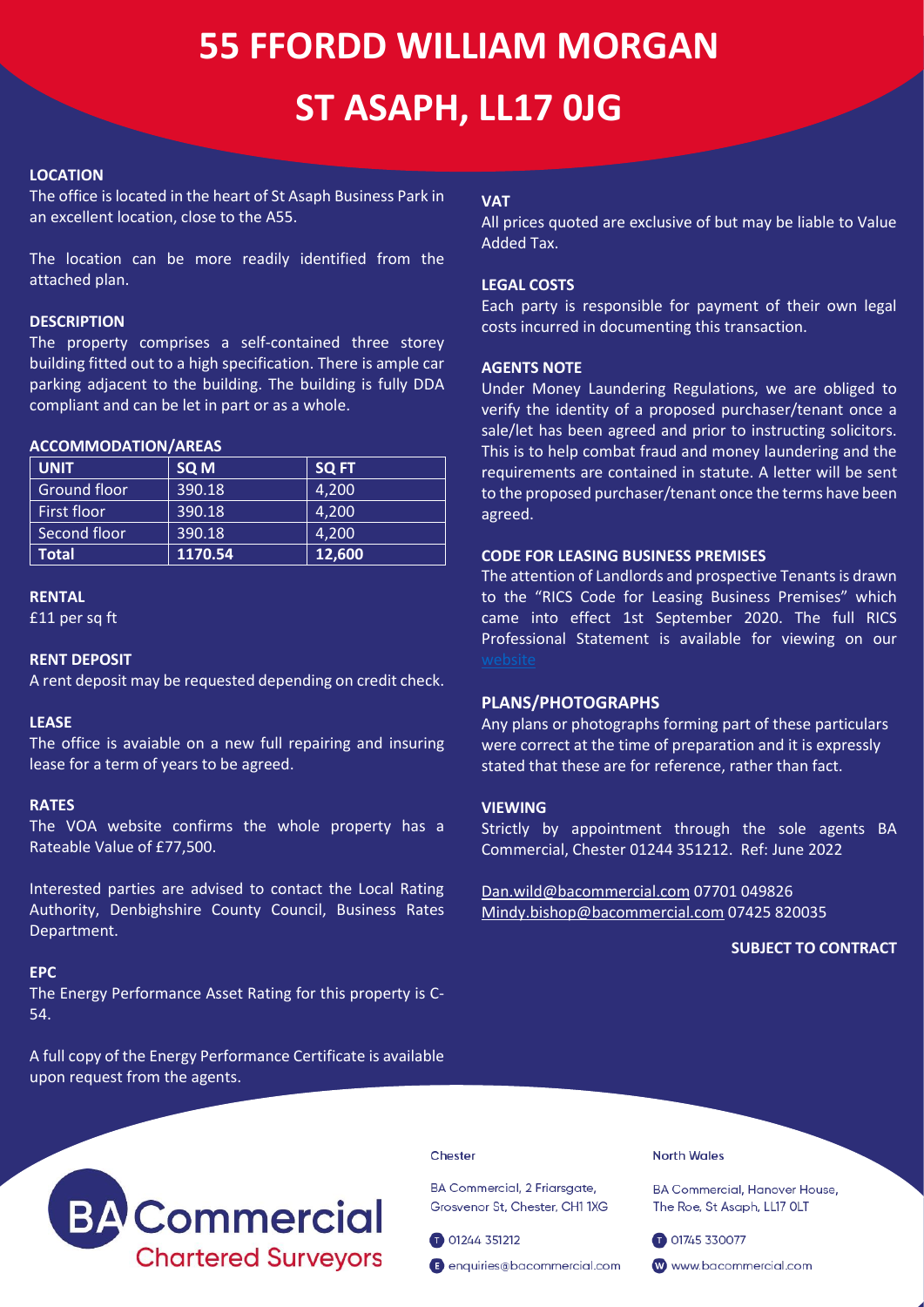# 55 FFORDD WILLIAM MORGAN

# ST ASAPH, LL17 0JG

### LOCATION

The office is located in the heart of St Asaph Business Park in an excellent location, close to the A55.

The location can be more readily identified from the attached plan.

### DESCRIPTION

The property comprises a self-contained three storey building fitted out to a high specification. There is ample car parking adjacent to the building. The building is fully DDA compliant and can be let in part or as a whole.

### ACCOMMODATION/AREAS

| UNIT | SQ M | SQ FT |
|---|---|---|
| Ground floor | 390.18 | 4,200 |
| First floor | 390.18 | 4,200 |
| Second floor | 390.18 | 4,200 |
| **Total** | **1170.54** | **12,600** |

### RENTAL

£11 per sq ft

### RENT DEPOSIT

A rent deposit may be requested depending on credit check.

### LEASE

The office is avaiable on a new full repairing and insuring lease for a term of years to be agreed.

### RATES

The VOA website confirms the whole property has a Rateable Value of £77,500.

Interested parties are advised to contact the Local Rating Authority, Denbighshire County Council, Business Rates Department.

### EPC

The Energy Performance Asset Rating for this property is C-54.

A full copy of the Energy Performance Certificate is available upon request from the agents.

### VAT

All prices quoted are exclusive of but may be liable to Value Added Tax.

### LEGAL COSTS

Each party is responsible for payment of their own legal costs incurred in documenting this transaction.

### AGENTS NOTE

Under Money Laundering Regulations, we are obliged to verify the identity of a proposed purchaser/tenant once a sale/let has been agreed and prior to instructing solicitors. This is to help combat fraud and money laundering and the requirements are contained in statute. A letter will be sent to the proposed purchaser/tenant once the terms have been agreed.

### CODE FOR LEASING BUSINESS PREMISES

The attention of Landlords and prospective Tenants is drawn to the "RICS Code for Leasing Business Premises" which came into effect 1st September 2020. The full RICS Professional Statement is available for viewing on our website

### PLANS/PHOTOGRAPHS

Any plans or photographs forming part of these particulars were correct at the time of preparation and it is expressly stated that these are for reference, rather than fact.

### VIEWING

Strictly by appointment through the sole agents BA Commercial, Chester 01244 351212. Ref: June 2022

Dan.wild@bacommercial.com 07701 049826
Mindy.bishop@bacommercial.com 07425 820035

**SUBJECT TO CONTRACT**

BA Commercial
Chartered Surveyors

**Chester**

BA Commercial, 2 Friarsgate, Grosvenor St, Chester, CH1 1XG

T 01244 351212

E enquiries@bacommercial.com

**North Wales**

BA Commercial, Hanover House, The Roe, St Asaph, LL17 0LT

T 01745 330077

W www.bacommercial.com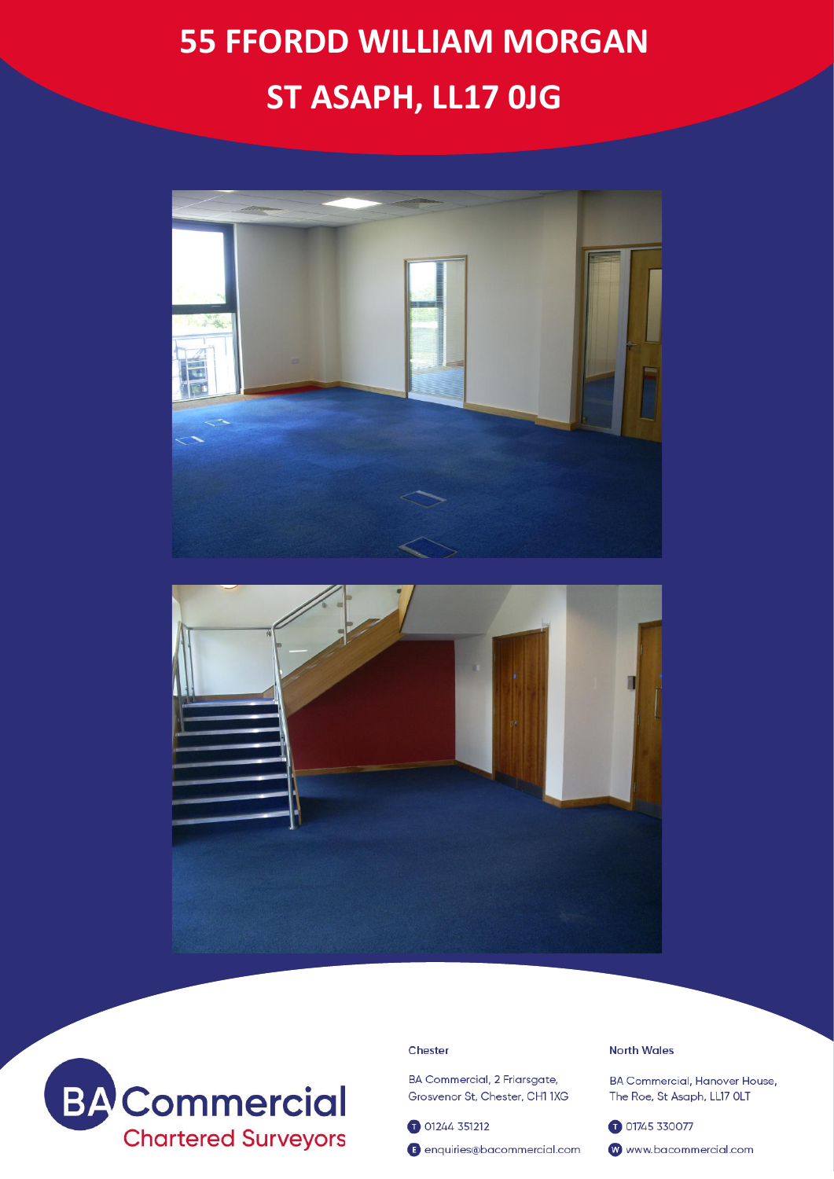# 55 FFORDD WILLIAM MORGAN

# ST ASAPH, LL17 0JG

**BA Commercial**
Chartered Surveyors

**Chester**

BA Commercial, 2 Friarsgate,
Grosvenor St, Chester, CH1 1XG

T 01244 351212

E enquiries@bacommercial.com

**North Wales**

BA Commercial, Hanover House,
The Roe, St Asaph, LL17 0LT

T 01745 330077

W www.bacommercial.com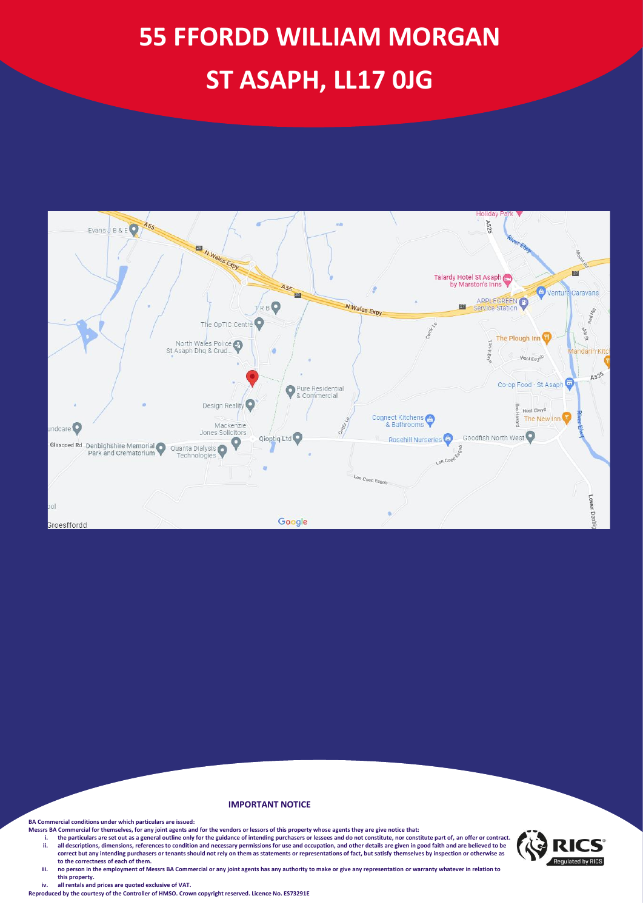# 55 FFORDD WILLIAM MORGAN

# ST ASAPH, LL17 0JG

## IMPORTANT NOTICE

**BA Commercial conditions under which particulars are issued:**

**Messrs BA Commercial for themselves, for any joint agents and for the vendors or lessors of this property whose agents they are give notice that:**

i. **the particulars are set out as a general outline only for the guidance of intending purchasers or lessees and do not constitute, nor constitute part of, an offer or contract.**

ii. **all descriptions, dimensions, references to condition and necessary permissions for use and occupation, and other details are given in good faith and are believed to be correct but any intending purchasers or tenants should not rely on them as statements or representations of fact, but satisfy themselves by inspection or otherwise as to the correctness of each of them.**

iii. **no person in the employment of Messrs BA Commercial or any joint agents has any authority to make or give any representation or warranty whatever in relation to this property.**

iv. **all rentals and prices are quoted exclusive of VAT.**

**Reproduced by the courtesy of the Controller of HMSO. Crown copyright reserved. Licence No. ES73291E**